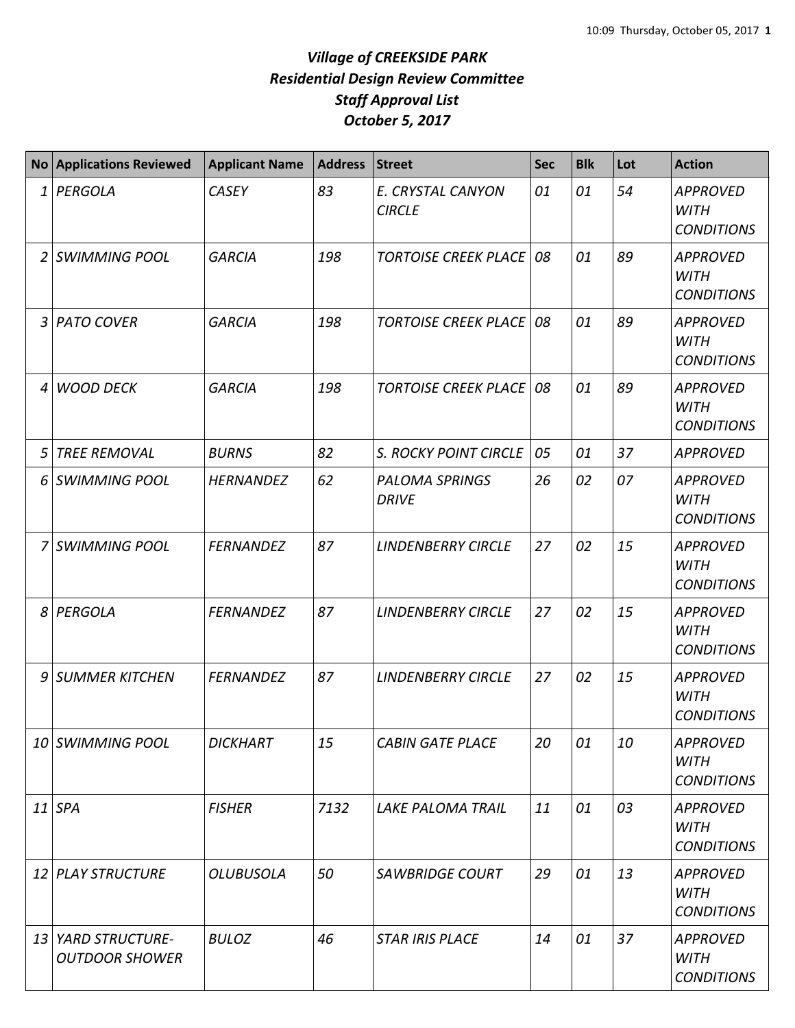# *Village of CREEKSIDE PARK*
## *Residential Design Review Committee*
## *Staff Approval List*
## *October 5, 2017*

| No | Applications Reviewed | Applicant Name | Address | Street | Sec | Blk | Lot | Action |
|---|---|---|---|---|---|---|---|---|
| 1 | *PERGOLA* | *CASEY* | *83* | *E. CRYSTAL CANYON CIRCLE* | *01* | *01* | *54* | *APPROVED WITH CONDITIONS* |
| 2 | *SWIMMING POOL* | *GARCIA* | *198* | *TORTOISE CREEK PLACE* | *08* | *01* | *89* | *APPROVED WITH CONDITIONS* |
| 3 | *PATO COVER* | *GARCIA* | *198* | *TORTOISE CREEK PLACE* | *08* | *01* | *89* | *APPROVED WITH CONDITIONS* |
| 4 | *WOOD DECK* | *GARCIA* | *198* | *TORTOISE CREEK PLACE* | *08* | *01* | *89* | *APPROVED WITH CONDITIONS* |
| 5 | *TREE REMOVAL* | *BURNS* | *82* | *S. ROCKY POINT CIRCLE* | *05* | *01* | *37* | *APPROVED* |
| 6 | *SWIMMING POOL* | *HERNANDEZ* | *62* | *PALOMA SPRINGS DRIVE* | *26* | *02* | *07* | *APPROVED WITH CONDITIONS* |
| 7 | *SWIMMING POOL* | *FERNANDEZ* | *87* | *LINDENBERRY CIRCLE* | *27* | *02* | *15* | *APPROVED WITH CONDITIONS* |
| 8 | *PERGOLA* | *FERNANDEZ* | *87* | *LINDENBERRY CIRCLE* | *27* | *02* | *15* | *APPROVED WITH CONDITIONS* |
| 9 | *SUMMER KITCHEN* | *FERNANDEZ* | *87* | *LINDENBERRY CIRCLE* | *27* | *02* | *15* | *APPROVED WITH CONDITIONS* |
| 10 | *SWIMMING POOL* | *DICKHART* | *15* | *CABIN GATE PLACE* | *20* | *01* | *10* | *APPROVED WITH CONDITIONS* |
| 11 | *SPA* | *FISHER* | *7132* | *LAKE PALOMA TRAIL* | *11* | *01* | *03* | *APPROVED WITH CONDITIONS* |
| 12 | *PLAY STRUCTURE* | *OLUBUSOLA* | *50* | *SAWBRIDGE COURT* | *29* | *01* | *13* | *APPROVED WITH CONDITIONS* |
| 13 | *YARD STRUCTURE-OUTDOOR SHOWER* | *BULOZ* | *46* | *STAR IRIS PLACE* | *14* | *01* | *37* | *APPROVED WITH CONDITIONS* |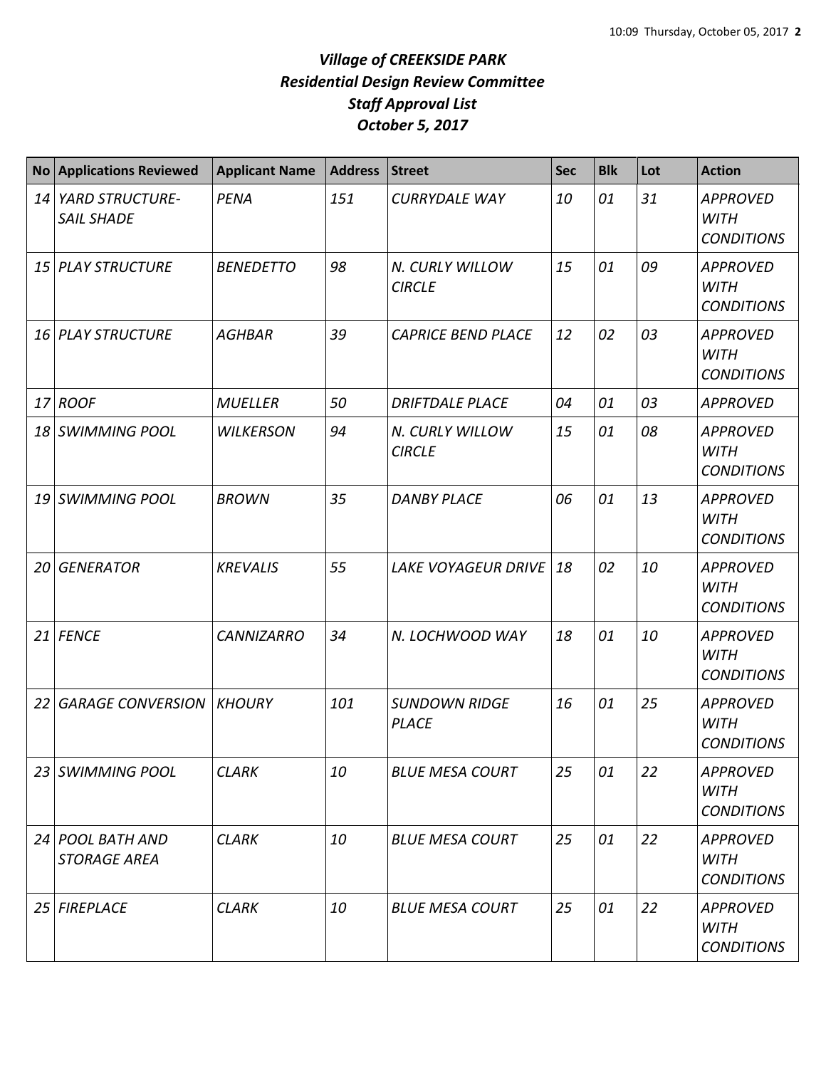# *Village of CREEKSIDE PARK*
## *Residential Design Review Committee*
## *Staff Approval List*
## *October 5, 2017*

| No | Applications Reviewed | Applicant Name | Address | Street | Sec | Blk | Lot | Action |
|---|---|---|---|---|---|---|---|---|
| *14* | *YARD STRUCTURE-SAIL SHADE* | *PENA* | *151* | *CURRYDALE WAY* | *10* | *01* | *31* | *APPROVED WITH CONDITIONS* |
| *15* | *PLAY STRUCTURE* | *BENEDETTO* | *98* | *N. CURLY WILLOW CIRCLE* | *15* | *01* | *09* | *APPROVED WITH CONDITIONS* |
| *16* | *PLAY STRUCTURE* | *AGHBAR* | *39* | *CAPRICE BEND PLACE* | *12* | *02* | *03* | *APPROVED WITH CONDITIONS* |
| *17* | *ROOF* | *MUELLER* | *50* | *DRIFTDALE PLACE* | *04* | *01* | *03* | *APPROVED* |
| *18* | *SWIMMING POOL* | *WILKERSON* | *94* | *N. CURLY WILLOW CIRCLE* | *15* | *01* | *08* | *APPROVED WITH CONDITIONS* |
| *19* | *SWIMMING POOL* | *BROWN* | *35* | *DANBY PLACE* | *06* | *01* | *13* | *APPROVED WITH CONDITIONS* |
| *20* | *GENERATOR* | *KREVALIS* | *55* | *LAKE VOYAGEUR DRIVE* | *18* | *02* | *10* | *APPROVED WITH CONDITIONS* |
| *21* | *FENCE* | *CANNIZARRO* | *34* | *N. LOCHWOOD WAY* | *18* | *01* | *10* | *APPROVED WITH CONDITIONS* |
| *22* | *GARAGE CONVERSION* | *KHOURY* | *101* | *SUNDOWN RIDGE PLACE* | *16* | *01* | *25* | *APPROVED WITH CONDITIONS* |
| *23* | *SWIMMING POOL* | *CLARK* | *10* | *BLUE MESA COURT* | *25* | *01* | *22* | *APPROVED WITH CONDITIONS* |
| *24* | *POOL BATH AND STORAGE AREA* | *CLARK* | *10* | *BLUE MESA COURT* | *25* | *01* | *22* | *APPROVED WITH CONDITIONS* |
| *25* | *FIREPLACE* | *CLARK* | *10* | *BLUE MESA COURT* | *25* | *01* | *22* | *APPROVED WITH CONDITIONS* |